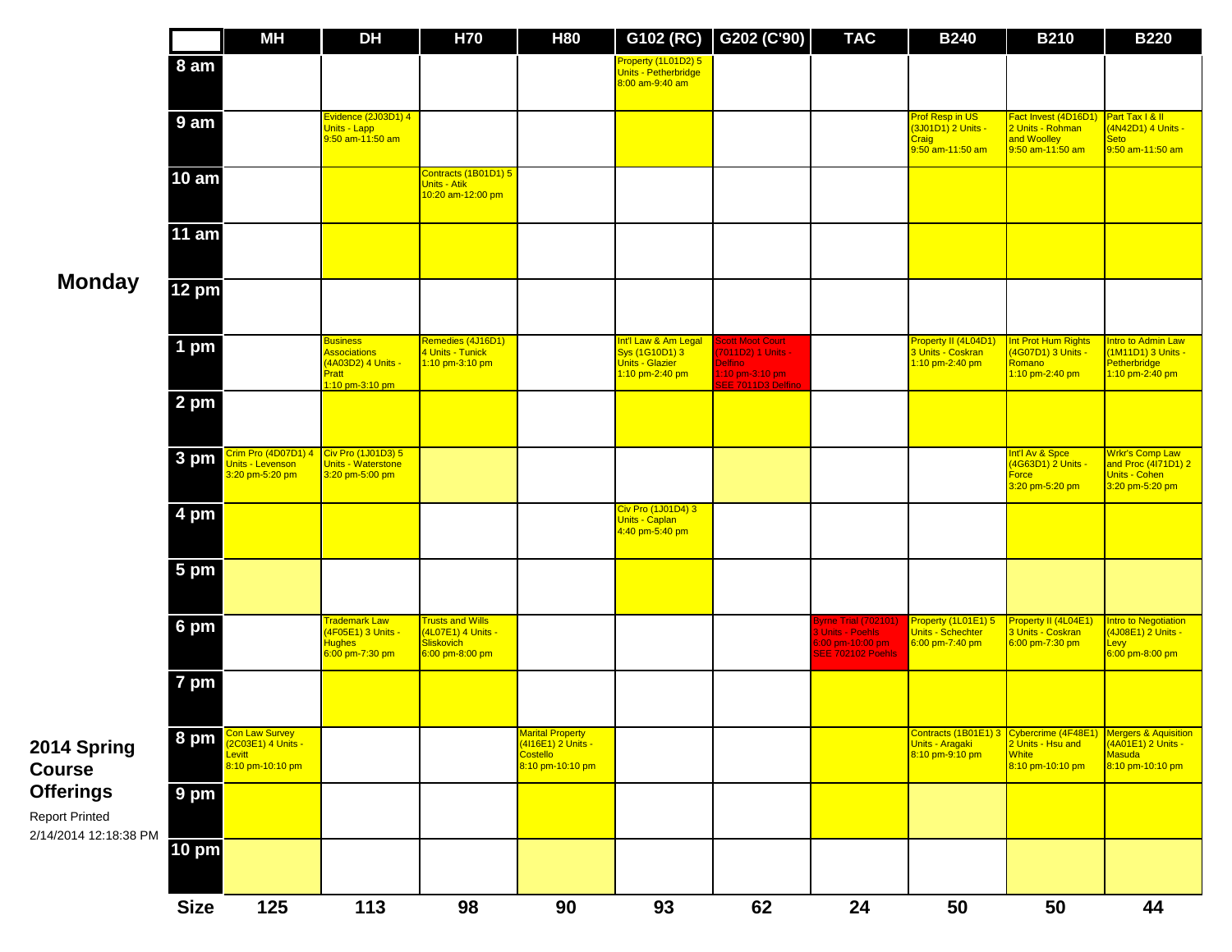# Monday

| | MH | DH | H70 | H80 | G102 (RC) | G202 (C'90) | TAC | B240 | B210 | B220 |
|---|---|---|---|---|---|---|---|---|---|---|
| 8 am | | | | | Property (1L01D2) 5 Units - Petherbridge 8:00 am-9:40 am | | | | | |
| 9 am | | Evidence (2J03D1) 4 Units - Lapp 9:50 am-11:50 am | | | | | | Prof Resp in US (3J01D1) 2 Units - Craig 9:50 am-11:50 am | Fact Invest (4D16D1) 2 Units - Rohman and Woolley 9:50 am-11:50 am | Part Tax I & II (4N42D1) 4 Units - Seto 9:50 am-11:50 am |
| 10 am | | | Contracts (1B01D1) 5 Units - Atik 10:20 am-12:00 pm | | | | | | | |
| 11 am | | | | | | | | | | |
| 12 pm | | | | | | | | | | |
| 1 pm | | Business Associations (4A03D2) 4 Units - Pratt 1:10 pm-3:10 pm | Remedies (4J16D1) 4 Units - Tunick 1:10 pm-3:10 pm | | Int'l Law & Am Legal Sys (1G10D1) 3 Units - Glazier 1:10 pm-2:40 pm | Scott Moot Court (7011D2) 1 Units - Delfino 1:10 pm-3:10 pm SEE 7011D3 Delfino | | Property II (4L04D1) 3 Units - Coskran 1:10 pm-2:40 pm | Int Prot Hum Rights (4G07D1) 3 Units - Romano 1:10 pm-2:40 pm | Intro to Admin Law (1M11D1) 3 Units - Petherbridge 1:10 pm-2:40 pm |
| 2 pm | | | | | | | | | | |
| 3 pm | Crim Pro (4D07D1) 4 Units - Levenson 3:20 pm-5:20 pm | Civ Pro (1J01D3) 5 Units - Waterstone 3:20 pm-5:00 pm | | | | | | | Int'l Av & Spce (4G63D1) 2 Units - Force 3:20 pm-5:20 pm | Wrkr's Comp Law and Proc (4I71D1) 2 Units - Cohen 3:20 pm-5:20 pm |
| 4 pm | | | | | Civ Pro (1J01D4) 3 Units - Caplan 4:40 pm-5:40 pm | | | | | |
| 5 pm | | | | | | | | | | |
| 6 pm | | Trademark Law (4F05E1) 3 Units - Hughes 6:00 pm-7:30 pm | Trusts and Wills (4L07E1) 4 Units - Sliskovich 6:00 pm-8:00 pm | | | | Byrne Trial (702101) 3 Units - Poehls 6:00 pm-10:00 pm SEE 702102 Poehls | Property (1L01E1) 5 Units - Schechter 6:00 pm-7:40 pm | Property II (4L04E1) 3 Units - Coskran 6:00 pm-7:30 pm | Intro to Negotiation (4J08E1) 2 Units - Levy 6:00 pm-8:00 pm |
| 7 pm | | | | | | | | | | |
| 8 pm | Con Law Survey (2C03E1) 4 Units - Levitt 8:10 pm-10:10 pm | | | Marital Property (4I16E1) 2 Units - Costello 8:10 pm-10:10 pm | | | | Contracts (1B01E1) 3 Units - Aragaki 8:10 pm-9:10 pm | Cybercrime (4F48E1) 2 Units - Hsu and White 8:10 pm-10:10 pm | Mergers & Aquisition (4A01E1) 2 Units - Masuda 8:10 pm-10:10 pm |
| 9 pm | | | | | | | | | | |
| 10 pm | | | | | | | | | | |
| Size | 125 | 113 | 98 | 90 | 93 | 62 | 24 | 50 | 50 | 44 |

**2014 Spring Course Offerings**

Report Printed 2/14/2014 12:18:38 PM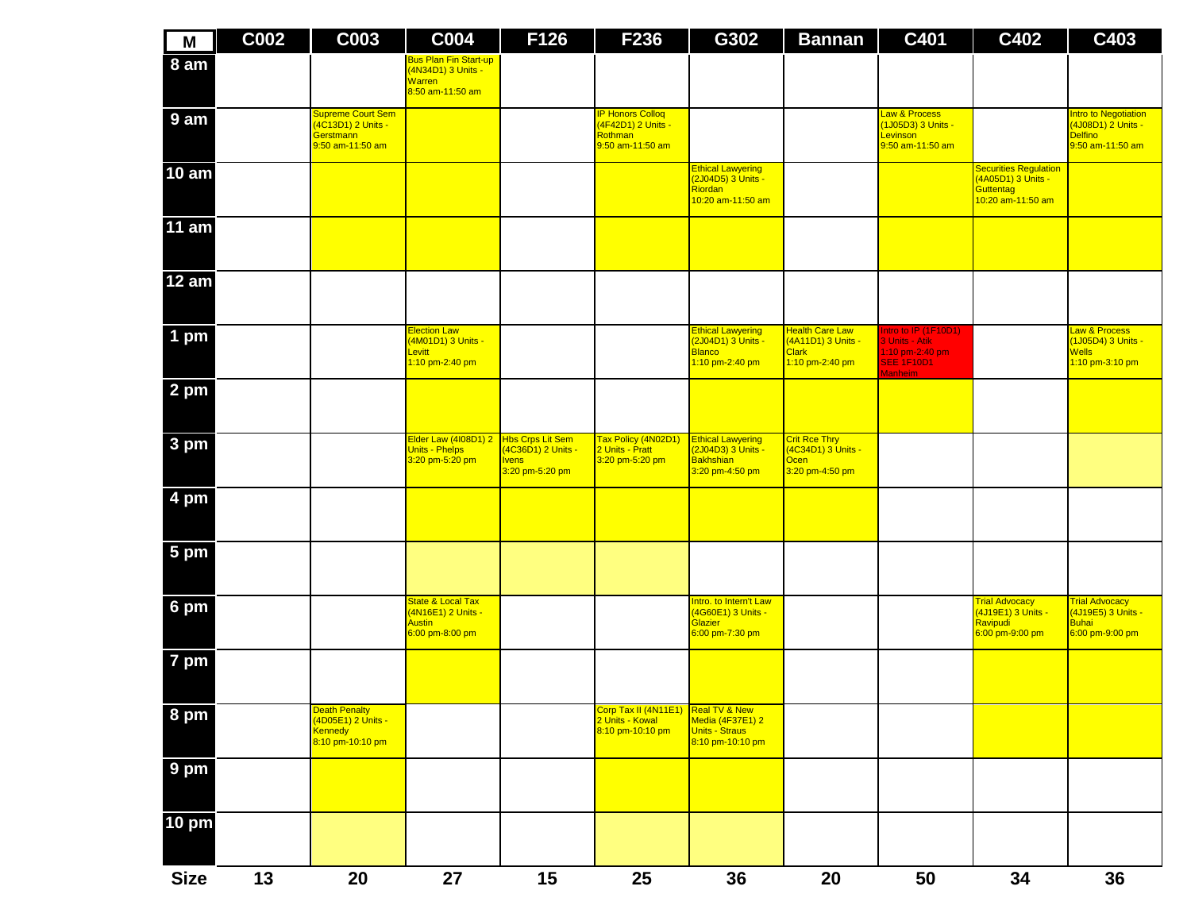| M | C002 | C003 | C004 | F126 | F236 | G302 | Bannan | C401 | C402 | C403 |
|---|---|---|---|---|---|---|---|---|---|---|
| 8 am | | | Bus Plan Fin Start-up (4N34D1) 3 Units - Warren 8:50 am-11:50 am | | | | | | | |
| 9 am | | Supreme Court Sem (4C13D1) 2 Units - Gerstmann 9:50 am-11:50 am | | | IP Honors Colloq (4F42D1) 2 Units - Rothman 9:50 am-11:50 am | | | Law & Process (1J05D3) 3 Units - Levinson 9:50 am-11:50 am | | Intro to Negotiation (4J08D1) 2 Units - Delfino 9:50 am-11:50 am |
| 10 am | | | | | | Ethical Lawyering (2J04D5) 3 Units - Riordan 10:20 am-11:50 am | | | Securities Regulation (4A05D1) 3 Units - Guttentag 10:20 am-11:50 am | |
| 11 am | | | | | | | | | | |
| 12 am | | | | | | | | | | |
| 1 pm | | | Election Law (4M01D1) 3 Units - Levitt 1:10 pm-2:40 pm | | | Ethical Lawyering (2J04D1) 3 Units - Blanco 1:10 pm-2:40 pm | Health Care Law (4A11D1) 3 Units - Clark 1:10 pm-2:40 pm | Intro to IP (1F10D1) 3 Units - Aük 1:10 pm-2:40 pm SEE 1F10D1 Manheim | | Law & Process (1J05D4) 3 Units - Wells 1:10 pm-3:10 pm |
| 2 pm | | | | | | | | | | |
| 3 pm | | | Elder Law (4I08D1) 2 Units - Phelps 3:20 pm-5:20 pm | Hbs Crps Lit Sem (4C36D1) 2 Units - Ivens 3:20 pm-5:20 pm | Tax Policy (4N02D1) 2 Units - Pratt 3:20 pm-5:20 pm | Ethical Lawyering (2J04D3) 3 Units - Bakhshian 3:20 pm-4:50 pm | Crit Rce Thry (4C34D1) 3 Units - Ocen 3:20 pm-4:50 pm | | | |
| 4 pm | | | | | | | | | | |
| 5 pm | | | | | | | | | | |
| 6 pm | | | State & Local Tax (4N16E1) 2 Units - Austin 6:00 pm-8:00 pm | | | Intro. to Intern'l Law (4G60E1) 3 Units - Glazier 6:00 pm-7:30 pm | | | Trial Advocacy (4J19E1) 3 Units - Ravipudi 6:00 pm-9:00 pm | Trial Advocacy (4J19E5) 3 Units - Buhai 6:00 pm-9:00 pm |
| 7 pm | | | | | | | | | | |
| 8 pm | | Death Penalty (4D05E1) 2 Units - Kennedy 8:10 pm-10:10 pm | | | Corp Tax II (4N11E1) 2 Units - Kowal 8:10 pm-10:10 pm | Real TV & New Media (4F37E1) 2 Units - Straus 8:10 pm-10:10 pm | | | | |
| 9 pm | | | | | | | | | | |
| 10 pm | | | | | | | | | | |
| Size | 13 | 20 | 27 | 15 | 25 | 36 | 20 | 50 | 34 | 36 |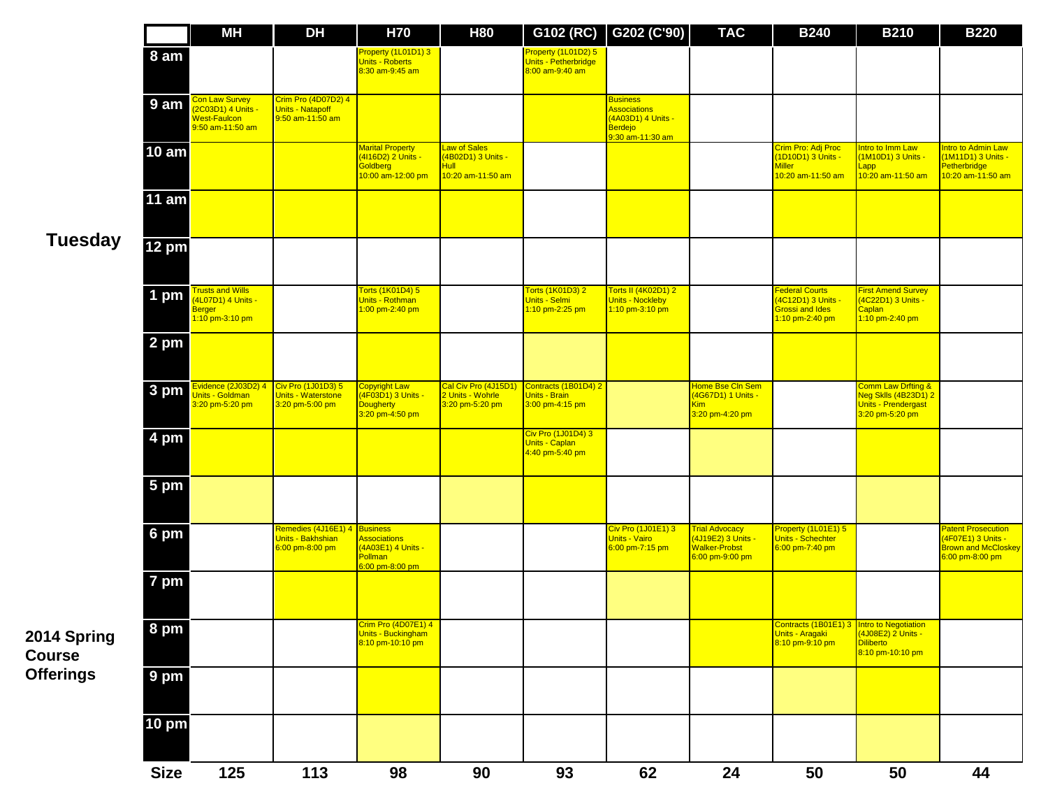## Tuesday

## 2014 Spring Course Offerings

| | MH | DH | H70 | H80 | G102 (RC) | G202 (C'90) | TAC | B240 | B210 | B220 |
|---|---|---|---|---|---|---|---|---|---|---|
| 8 am | | | Property (1L01D1) 3 Units - Roberts 8:30 am-9:45 am | | Property (1L01D2) 5 Units - Petherbridge 8:00 am-9:40 am | | | | | |
| 9 am | Con Law Survey (2C03D1) 4 Units - West-Faulcon 9:50 am-11:50 am | Crim Pro (4D07D2) 4 Units - Natapoff 9:50 am-11:50 am | | | | Business Associations (4A03D1) 4 Units - Berdejo 9:30 am-11:30 am | | | | |
| 10 am | | | Marital Property (4I16D2) 2 Units - Goldberg 10:00 am-12:00 pm | Law of Sales (4B02D1) 3 Units - Hull 10:20 am-11:50 am | | | | Crim Pro: Adj Proc (1D10D1) 3 Units - Miller 10:20 am-11:50 am | Intro to Imm Law (1M10D1) 3 Units - Lapp 10:20 am-11:50 am | Intro to Admin Law (1M11D1) 3 Units - Petherbridge 10:20 am-11:50 am |
| 11 am | | | | | | | | | | |
| 12 pm | | | | | | | | | | |
| 1 pm | Trusts and Wills (4L07D1) 4 Units - Berger 1:10 pm-3:10 pm | | Torts (1K01D4) 5 Units - Rothman 1:00 pm-2:40 pm | | Torts (1K01D3) 2 Units - Selmi 1:10 pm-2:25 pm | Torts II (4K02D1) 2 Units - Nockleby 1:10 pm-3:10 pm | | Federal Courts (4C12D1) 3 Units - Grossi and Ides 1:10 pm-2:40 pm | First Amend Survey (4C22D1) 3 Units - Caplan 1:10 pm-2:40 pm | |
| 2 pm | | | | | | | | | | |
| 3 pm | Evidence (2J03D2) 4 Units - Goldman 3:20 pm-5:20 pm | Civ Pro (1J01D3) 5 Units - Waterstone 3:20 pm-5:00 pm | Copyright Law (4F03D1) 3 Units - Dougherty 3:20 pm-4:50 pm | Cal Civ Pro (4J15D1) 2 Units - Wohrle 3:20 pm-5:20 pm | Contracts (1B01D4) 2 Units - Brain 3:00 pm-4:15 pm | | Home Bse Cln Sem (4G67D1) 1 Units - Kim 3:20 pm-4:20 pm | | Comm Law Drfting & Neg Sklls (4B23D1) 2 Units - Prendergast 3:20 pm-5:20 pm | |
| 4 pm | | | | | Civ Pro (1J01D4) 3 Units - Caplan 4:40 pm-5:40 pm | | | | | |
| 5 pm | | | | | | | | | | |
| 6 pm | | Remedies (4J16E1) 4 Units - Bakhshian 6:00 pm-8:00 pm | Business Associations (4A03E1) 4 Units - Pollman 6:00 pm-8:00 pm | | | Civ Pro (1J01E1) 3 Units - Vairo 6:00 pm-7:15 pm | Trial Advocacy (4J19E2) 3 Units - Walker-Probst 6:00 pm-9:00 pm | Property (1L01E1) 5 Units - Schechter 6:00 pm-7:40 pm | | Patent Prosecution (4F07E1) 3 Units - Brown and McCloskey 6:00 pm-8:00 pm |
| 7 pm | | | | | | | | | | |
| 8 pm | | | Crim Pro (4D07E1) 4 Units - Buckingham 8:10 pm-10:10 pm | | | | | Contracts (1B01E1) 3 Units - Aragaki 8:10 pm-9:10 pm | Intro to Negotiation (4J08E2) 2 Units - Diliberto 8:10 pm-10:10 pm | |
| 9 pm | | | | | | | | | | |
| 10 pm | | | | | | | | | | |
| Size | 125 | 113 | 98 | 90 | 93 | 62 | 24 | 50 | 50 | 44 |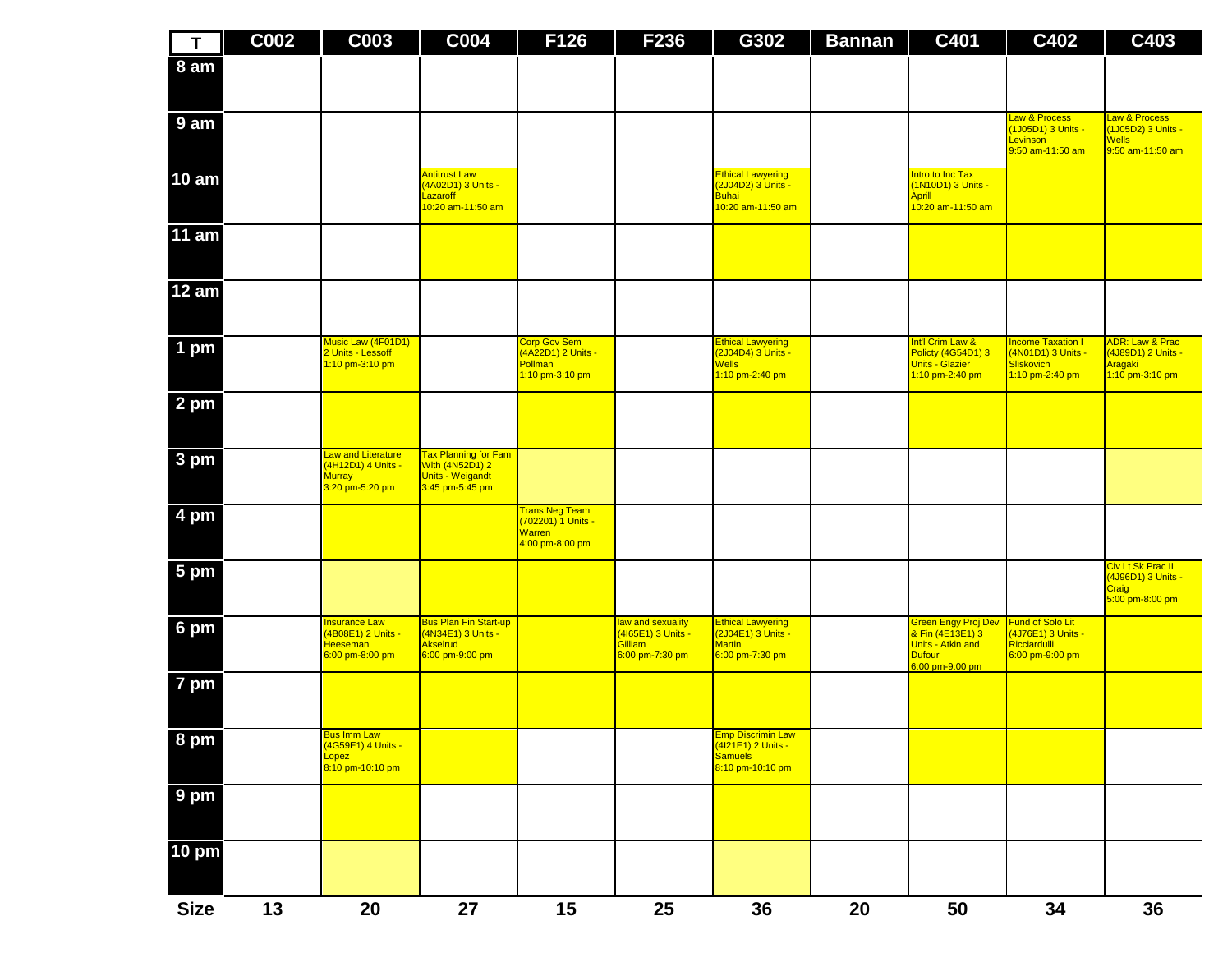| T | C002 | C003 | C004 | F126 | F236 | G302 | Bannan | C401 | C402 | C403 |
|---|---|---|---|---|---|---|---|---|---|---|
| 8 am | | | | | | | | | | |
| 9 am | | | | | | | | | Law & Process (1J05D1) 3 Units - Levinson 9:50 am-11:50 am | Law & Process (1J05D2) 3 Units - Wells 9:50 am-11:50 am |
| 10 am | | | Antitrust Law (4A02D1) 3 Units - Lazaroff 10:20 am-11:50 am | | | Ethical Lawyering (2J04D2) 3 Units - Buhai 10:20 am-11:50 am | | Intro to Inc Tax (1N10D1) 3 Units - Aprill 10:20 am-11:50 am | | |
| 11 am | | | | | | | | | | |
| 12 am | | | | | | | | | | |
| 1 pm | | Music Law (4F01D1) 2 Units - Lessoff 1:10 pm-3:10 pm | | Corp Gov Sem (4A22D1) 2 Units - Pollman 1:10 pm-3:10 pm | | Ethical Lawyering (2J04D4) 3 Units - Wells 1:10 pm-2:40 pm | | Int'l Crim Law & Policty (4G54D1) 3 Units - Glazier 1:10 pm-2:40 pm | Income Taxation I (4N01D1) 3 Units - Sliskovich 1:10 pm-2:40 pm | ADR: Law & Prac (4J89D1) 2 Units - Aragaki 1:10 pm-3:10 pm |
| 2 pm | | | | | | | | | | |
| 3 pm | | Law and Literature (4H12D1) 4 Units - Murray 3:20 pm-5:20 pm | Tax Planning for Fam Wlth (4N52D1) 2 Units - Weigandt 3:45 pm-5:45 pm | | | | | | | |
| 4 pm | | | | Trans Neg Team (702201) 1 Units - Warren 4:00 pm-8:00 pm | | | | | | |
| 5 pm | | | | | | | | | | Civ Lt Sk Prac II (4J96D1) 3 Units - Craig 5:00 pm-8:00 pm |
| 6 pm | | Insurance Law (4B08E1) 2 Units - Heeseman 6:00 pm-8:00 pm | Bus Plan Fin Start-up (4N34E1) 3 Units - Akselrud 6:00 pm-9:00 pm | | law and sexuality (4I65E1) 3 Units - Gilliam 6:00 pm-7:30 pm | Ethical Lawyering (2J04E1) 3 Units - Martin 6:00 pm-7:30 pm | | Green Engy Proj Dev & Fin (4E13E1) 3 Units - Atkin and Dufour 6:00 pm-9:00 pm | Fund of Solo Lit (4J76E1) 3 Units - Ricciardulli 6:00 pm-9:00 pm | |
| 7 pm | | | | | | | | | | |
| 8 pm | | Bus Imm Law (4G59E1) 4 Units - Lopez 8:10 pm-10:10 pm | | | | Emp Discrimin Law (4I21E1) 2 Units - Samuels 8:10 pm-10:10 pm | | | | |
| 9 pm | | | | | | | | | | |
| 10 pm | | | | | | | | | | |
| Size | 13 | 20 | 27 | 15 | 25 | 36 | 20 | 50 | 34 | 36 |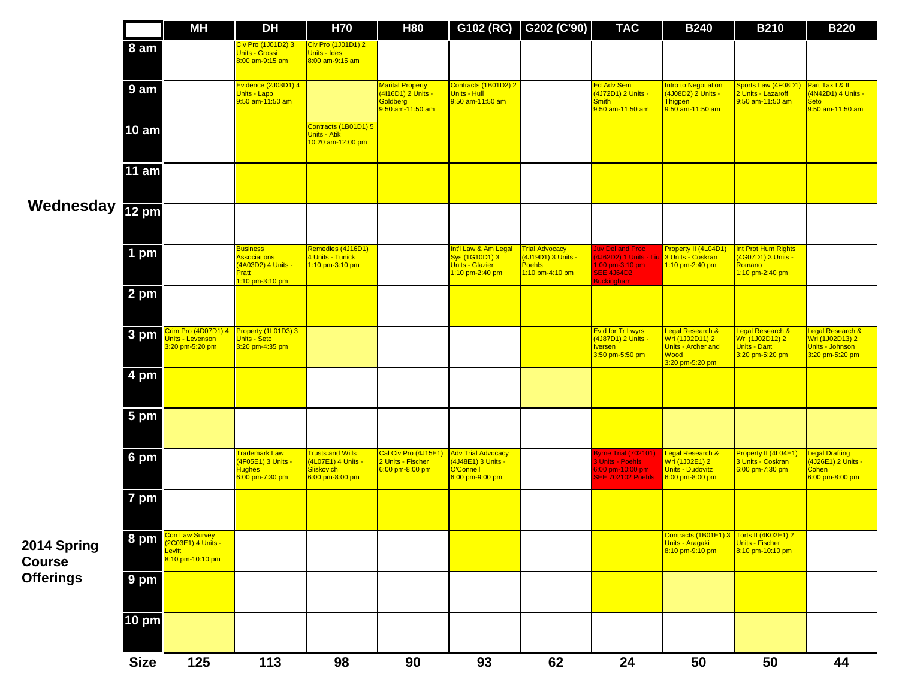## Wednesday

## 2014 Spring Course Offerings

| | MH | DH | H70 | H80 | G102 (RC) | G202 (C'90) | TAC | B240 | B210 | B220 |
|---|---|---|---|---|---|---|---|---|---|---|
| 8 am | | Civ Pro (1J01D2) 3 Units - Grossi 8:00 am-9:15 am | Civ Pro (1J01D1) 2 Units - Ides 8:00 am-9:15 am | | | | | | | |
| 9 am | | Evidence (2J03D1) 4 Units - Lapp 9:50 am-11:50 am | | Marital Property (4I16D1) 2 Units - Goldberg 9:50 am-11:50 am | Contracts (1B01D2) 2 Units - Hull 9:50 am-11:50 am | | Ed Adv Sem (4J72D1) 2 Units - Smith 9:50 am-11:50 am | Intro to Negotiation (4J08D2) 2 Units - Thigpen 9:50 am-11:50 am | Sports Law (4F08D1) 2 Units - Lazaroff 9:50 am-11:50 am | Part Tax I & II (4N42D1) 4 Units - Seto 9:50 am-11:50 am |
| 10 am | | | Contracts (1B01D1) 5 Units - Atik 10:20 am-12:00 pm | | | | | | | |
| 11 am | | | | | | | | | | |
| 12 pm | | | | | | | | | | |
| 1 pm | | Business Associations (4A03D2) 4 Units - Pratt 1:10 pm-3:10 pm | Remedies (4J16D1) 4 Units - Tunick 1:10 pm-3:10 pm | | Int'l Law & Am Legal Sys (1G10D1) 3 Units - Glazier 1:10 pm-2:40 pm | Trial Advocacy (4J19D1) 3 Units - Poehls 1:10 pm-4:10 pm | Juv Del and Proc (4J62D2) 1 Units - Liu 1:00 pm-3:10 pm SEE 4J64D2 Buckingham | Property II (4L04D1) 3 Units - Coskran 1:10 pm-2:40 pm | Int Prot Hum Rights (4G07D1) 3 Units - Romano 1:10 pm-2:40 pm | |
| 2 pm | | | | | | | | | | |
| 3 pm | Crim Pro (4D07D1) 4 Units - Levenson 3:20 pm-5:20 pm | Property (1L01D3) 3 Units - Seto 3:20 pm-4:35 pm | | | | | Evid for Tr Lwyrs (4J87D1) 2 Units - Iversen 3:50 pm-5:50 pm | Legal Research & Wri (1J02D11) 2 Units - Archer and Wood 3:20 pm-5:20 pm | Legal Research & Wri (1J02D12) 2 Units - Dant 3:20 pm-5:20 pm | Legal Research & Wri (1J02D13) 2 Units - Johnson 3:20 pm-5:20 pm |
| 4 pm | | | | | | | | | | |
| 5 pm | | | | | | | | | | |
| 6 pm | | Trademark Law (4F05E1) 3 Units - Hughes 6:00 pm-7:30 pm | Trusts and Wills (4L07E1) 4 Units - Sliskovich 6:00 pm-8:00 pm | Cal Civ Pro (4J15E1) 2 Units - Fischer 6:00 pm-8:00 pm | Adv Trial Advocacy (4J48E1) 3 Units - O'Connell 6:00 pm-9:00 pm | | Byrne Trial (702101) 3 Units - Poehls 6:00 pm-10:00 pm SEE 702102 Poehls | Legal Research & Wri (1J02E1) 2 Units - Dudovitz 6:00 pm-8:00 pm | Property II (4L04E1) 3 Units - Coskran 6:00 pm-7:30 pm | Legal Drafting (4J26E1) 2 Units - Cohen 6:00 pm-8:00 pm |
| 7 pm | | | | | | | | | | |
| 8 pm | Con Law Survey (2C03E1) 4 Units - Levitt 8:10 pm-10:10 pm | | | | | | | Contracts (1B01E1) 3 Units - Aragaki 8:10 pm-9:10 pm | Torts II (4K02E1) 2 Units - Fischer 8:10 pm-10:10 pm | |
| 9 pm | | | | | | | | | | |
| 10 pm | | | | | | | | | | |
| Size | 125 | 113 | 98 | 90 | 93 | 62 | 24 | 50 | 50 | 44 |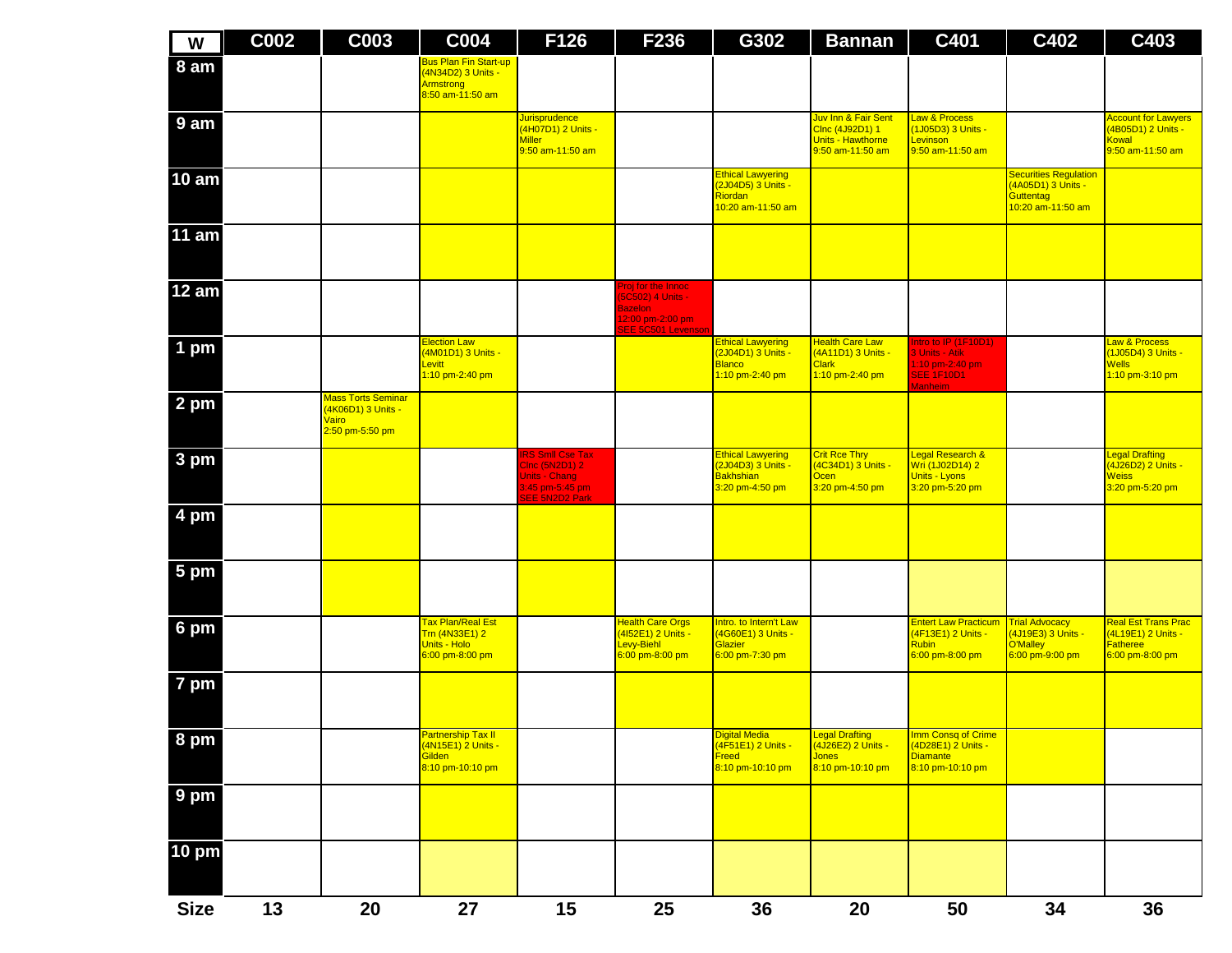| W | C002 | C003 | C004 | F126 | F236 | G302 | Bannan | C401 | C402 | C403 |
|---|---|---|---|---|---|---|---|---|---|---|
| 8 am | | | Bus Plan Fin Start-up (4N34D2) 3 Units - Armstrong 8:50 am-11:50 am | | | | | | | |
| 9 am | | | | Jurisprudence (4H07D1) 2 Units - Miller 9:50 am-11:50 am | | | Juv Inn & Fair Sent Clnc (4J92D1) 1 Units - Hawthorne 9:50 am-11:50 am | Law & Process (1J05D3) 3 Units - Levinson 9:50 am-11:50 am | | Account for Lawyers (4B05D1) 2 Units - Kowal 9:50 am-11:50 am |
| 10 am | | | | | | Ethical Lawyering (2J04D5) 3 Units - Riordan 10:20 am-11:50 am | | | Securities Regulation (4A05D1) 3 Units - Guttentag 10:20 am-11:50 am | |
| 11 am | | | | | | | | | | |
| 12 am | | | | | Proj for the Innoc (5C502) 4 Units - Bazelon 12:00 pm-2:00 pm SEE 5C501 Levenson | | | | | |
| 1 pm | | | Election Law (4M01D1) 3 Units - Levitt 1:10 pm-2:40 pm | | | Ethical Lawyering (2J04D1) 3 Units - Blanco 1:10 pm-2:40 pm | Health Care Law (4A11D1) 3 Units - Clark 1:10 pm-2:40 pm | Intro to IP (1F10D1) 3 Units - Aük 1:10 pm-2:40 pm SEE 1F10D1 Manheim | | Law & Process (1J05D4) 3 Units - Wells 1:10 pm-3:10 pm |
| 2 pm | | Mass Torts Seminar (4K06D1) 3 Units - Vairo 2:50 pm-5:50 pm | | | | | | | | |
| 3 pm | | | | IRS Smll Cse Tax Clnc (5N2D1) 2 Units - Chang 3:45 pm-5:45 pm SEE 5N2D2 Park | | Ethical Lawyering (2J04D3) 3 Units - Bakhshian 3:20 pm-4:50 pm | Crit Rce Thry (4C34D1) 3 Units - Ocen 3:20 pm-4:50 pm | Legal Research & Wri (1J02D14) 2 Units - Lyons 3:20 pm-5:20 pm | | Legal Drafting (4J26D2) 2 Units - Weiss 3:20 pm-5:20 pm |
| 4 pm | | | | | | | | | | |
| 5 pm | | | | | | | | | | |
| 6 pm | | | Tax Plan/Real Est Trn (4N33E1) 2 Units - Holo 6:00 pm-8:00 pm | | Health Care Orgs (4I52E1) 2 Units - Levy-Biehl 6:00 pm-8:00 pm | Intro. to Intern't Law (4G60E1) 3 Units - Glazier 6:00 pm-7:30 pm | | Entert Law Practicum (4F13E1) 2 Units - Rubin 6:00 pm-8:00 pm | Trial Advocacy (4J19E3) 3 Units - O'Malley 6:00 pm-9:00 pm | Real Est Trans Prac (4L19E1) 2 Units - Fatheree 6:00 pm-8:00 pm |
| 7 pm | | | | | | | | | | |
| 8 pm | | | Partnership Tax II (4N15E1) 2 Units - Gilden 8:10 pm-10:10 pm | | | Digital Media (4F51E1) 2 Units - Freed 8:10 pm-10:10 pm | Legal Drafting (4J26E2) 2 Units - Jones 8:10 pm-10:10 pm | Imm Consq of Crime (4D28E1) 2 Units - Diamante 8:10 pm-10:10 pm | | |
| 9 pm | | | | | | | | | | |
| 10 pm | | | | | | | | | | |
| Size | 13 | 20 | 27 | 15 | 25 | 36 | 20 | 50 | 34 | 36 |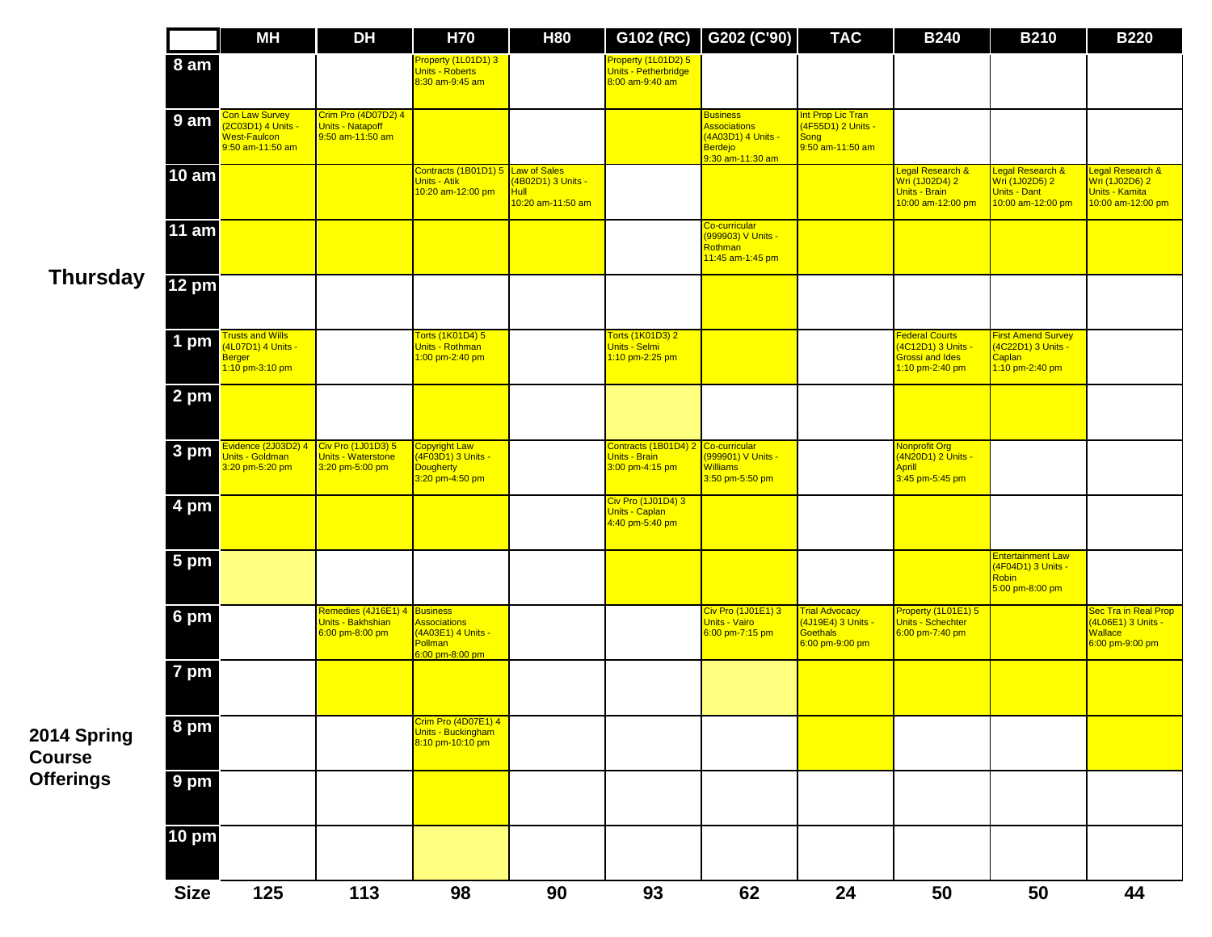**Thursday**

| | MH | DH | H70 | H80 | G102 (RC) | G202 (C'90) | TAC | B240 | B210 | B220 |
|---|---|---|---|---|---|---|---|---|---|---|
| 8 am | | | Property (1L01D1) 3 Units - Roberts 8:30 am-9:45 am | | Property (1L01D2) 5 Units - Petherbridge 8:00 am-9:40 am | | | | | |
| 9 am | Con Law Survey (2C03D1) 4 Units - West-Faulcon 9:50 am-11:50 am | Crim Pro (4D07D2) 4 Units - Natapoff 9:50 am-11:50 am | | | | Business Associations (4A03D1) 4 Units - Berdejo 9:30 am-11:30 am | Int Prop Lic Tran (4F55D1) 2 Units - Song 9:50 am-11:50 am | | | |
| 10 am | | | Contracts (1B01D1) 5 Units - Atik 10:20 am-12:00 pm | Law of Sales (4B02D1) 3 Units - Hull 10:20 am-11:50 am | | | | Legal Research & Wri (1J02D4) 2 Units - Brain 10:00 am-12:00 pm | Legal Research & Wri (1J02D5) 2 Units - Dant 10:00 am-12:00 pm | Legal Research & Wri (1J02D6) 2 Units - Kamita 10:00 am-12:00 pm |
| 11 am | | | | | | Co-curricular (999903) V Units - Rothman 11:45 am-1:45 pm | | | | |
| 12 pm | | | | | | | | | | |
| 1 pm | Trusts and Wills (4L07D1) 4 Units - Berger 1:10 pm-3:10 pm | | Torts (1K01D4) 5 Units - Rothman 1:00 pm-2:40 pm | | Torts (1K01D3) 2 Units - Selmi 1:10 pm-2:25 pm | | | Federal Courts (4C12D1) 3 Units - Grossi and Ides 1:10 pm-2:40 pm | First Amend Survey (4C22D1) 3 Units - Caplan 1:10 pm-2:40 pm | |
| 2 pm | | | | | | | | | | |
| 3 pm | Evidence (2J03D2) 4 Units - Goldman 3:20 pm-5:20 pm | Civ Pro (1J01D3) 5 Units - Waterstone 3:20 pm-5:00 pm | Copyright Law (4F03D1) 3 Units - Dougherty 3:20 pm-4:50 pm | | Contracts (1B01D4) 2 Units - Brain 3:00 pm-4:15 pm | Co-curricular (999901) V Units - Williams 3:50 pm-5:50 pm | | Nonprofit Org (4N20D1) 2 Units - Aprill 3:45 pm-5:45 pm | | |
| 4 pm | | | | | Civ Pro (1J01D4) 3 Units - Caplan 4:40 pm-5:40 pm | | | | | |
| 5 pm | | | | | | | | | Entertainment Law (4F04D1) 3 Units - Robin 5:00 pm-8:00 pm | |
| 6 pm | | Remedies (4J16E1) 4 Units - Bakhshian 6:00 pm-8:00 pm | Business Associations (4A03E1) 4 Units - Pollman 6:00 pm-8:00 pm | | | Civ Pro (1J01E1) 3 Units - Vairo 6:00 pm-7:15 pm | Trial Advocacy (4J19E4) 3 Units - Goethals 6:00 pm-9:00 pm | Property (1L01E1) 5 Units - Schechter 6:00 pm-7:40 pm | | Sec Tra in Real Prop (4L06E1) 3 Units - Wallace 6:00 pm-9:00 pm |
| 7 pm | | | | | | | | | | |
| 8 pm | | | Crim Pro (4D07E1) 4 Units - Buckingham 8:10 pm-10:10 pm | | | | | | | |
| 9 pm | | | | | | | | | | |
| 10 pm | | | | | | | | | | |
| Size | 125 | 113 | 98 | 90 | 93 | 62 | 24 | 50 | 50 | 44 |

**2014 Spring Course Offerings**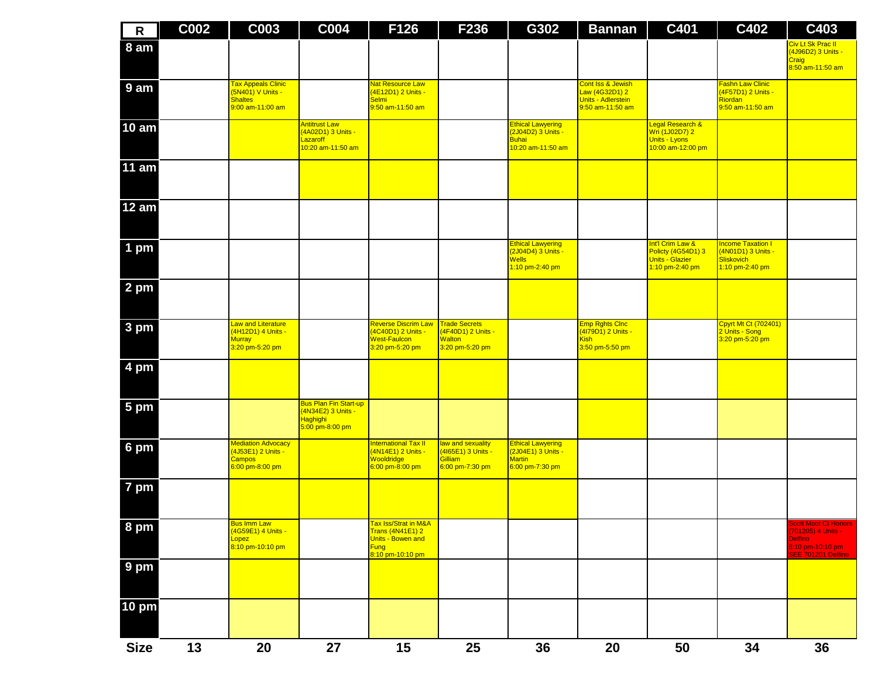| R | C002 | C003 | C004 | F126 | F236 | G302 | Bannan | C401 | C402 | C403 |
|---|---|---|---|---|---|---|---|---|---|---|
| 8 am | | | | | | | | | | Civ Lt Sk Prac II (4J96D2) 3 Units - Craig 8:50 am-11:50 am |
| 9 am | | Tax Appeals Clinic (5N401) V Units - Shaltes 9:00 am-11:00 am | | Nat Resource Law (4E12D1) 2 Units - Selmi 9:50 am-11:50 am | | | Cont Iss & Jewish Law (4G32D1) 2 Units - Adlerstein 9:50 am-11:50 am | | Fashn Law Clinic (4F57D1) 2 Units - Riordan 9:50 am-11:50 am | |
| 10 am | | | Antitrust Law (4A02D1) 3 Units - Lazaroff 10:20 am-11:50 am | | | Ethical Lawyering (2J04D2) 3 Units - Buhai 10:20 am-11:50 am | | Legal Research & Wri (1J02D7) 2 Units - Lyons 10:00 am-12:00 pm | | |
| 11 am | | | | | | | | | | |
| 12 am | | | | | | | | | | |
| 1 pm | | | | | | Ethical Lawyering (2J04D4) 3 Units - Wells 1:10 pm-2:40 pm | | Int'l Crim Law & Policty (4G54D1) 3 Units - Glazier 1:10 pm-2:40 pm | Income Taxation I (4N01D1) 3 Units - Sliskovich 1:10 pm-2:40 pm | |
| 2 pm | | | | | | | | | | |
| 3 pm | | Law and Literature (4H12D1) 4 Units - Murray 3:20 pm-5:20 pm | | Reverse Discrim Law (4C40D1) 2 Units - West-Faulcon 3:20 pm-5:20 pm | Trade Secrets (4F40D1) 2 Units - Walton 3:20 pm-5:20 pm | | Emp Rghts Clnc (4I79D1) 2 Units - Kish 3:50 pm-5:50 pm | | Cpyrt Mt Ct (702401) 2 Units - Song 3:20 pm-5:20 pm | |
| 4 pm | | | | | | | | | | |
| 5 pm | | | Bus Plan Fin Start-up (4N34E2) 3 Units - Haghighi 5:00 pm-8:00 pm | | | | | | | |
| 6 pm | | Mediation Advocacy (4J53E1) 2 Units - Campos 6:00 pm-8:00 pm | | International Tax II (4N14E1) 2 Units - Wooldridge 6:00 pm-8:00 pm | law and sexuality (4I65E1) 3 Units - Gilliam 6:00 pm-7:30 pm | Ethical Lawyering (2J04E1) 3 Units - Martin 6:00 pm-7:30 pm | | | | |
| 7 pm | | | | | | | | | | |
| 8 pm | | Bus Imm Law (4G59E1) 4 Units - Lopez 8:10 pm-10:10 pm | | Tax Iss/Strat in M&A Trans (4N41E1) 2 Units - Bowen and Fung 8:10 pm-10:10 pm | | | | | | Scott Moot Ct Honors (701205) 4 Units - Delfino 8:10 pm-10:10 pm SEE 701201 Delfino |
| 9 pm | | | | | | | | | | |
| 10 pm | | | | | | | | | | |
| Size | 13 | 20 | 27 | 15 | 25 | 36 | 20 | 50 | 34 | 36 |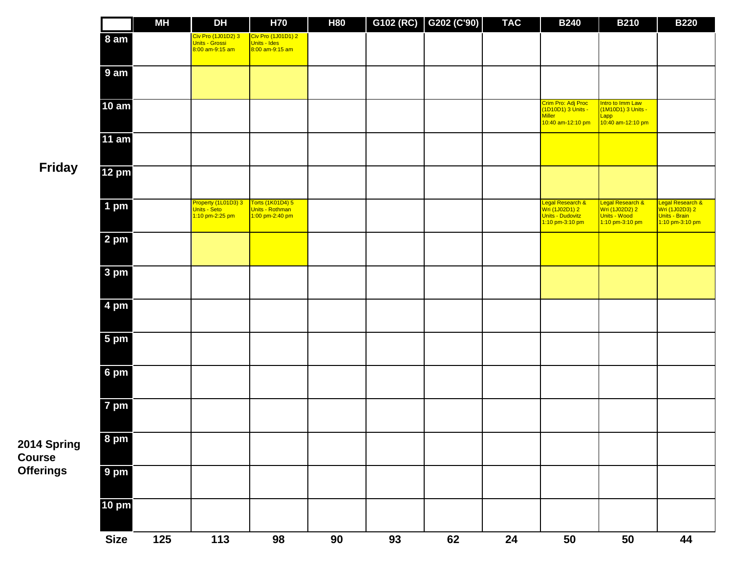**Friday**

**2014 Spring Course Offerings**

| | MH | DH | H70 | H80 | G102 (RC) | G202 (C'90) | TAC | B240 | B210 | B220 |
|---|---|---|---|---|---|---|---|---|---|---|
| 8 am | | Civ Pro (1J01D2) 3 Units - Grossi 8:00 am-9:15 am | Civ Pro (1J01D1) 2 Units - Ides 8:00 am-9:15 am | | | | | | | |
| 9 am | | | | | | | | | | |
| 10 am | | | | | | | | Crim Pro: Adj Proc (1D10D1) 3 Units - Miller 10:40 am-12:10 pm | Intro to Imm Law (1M10D1) 3 Units - Lapp 10:40 am-12:10 pm | |
| 11 am | | | | | | | | | | |
| 12 pm | | | | | | | | | | |
| 1 pm | | Property (1L01D3) 3 Units - Seto 1:10 pm-2:25 pm | Torts (1K01D4) 5 Units - Rothman 1:00 pm-2:40 pm | | | | | Legal Research & Wri (1J02D1) 2 Units - Dudovitz 1:10 pm-3:10 pm | Legal Research & Wri (1J02D2) 2 Units - Wood 1:10 pm-3:10 pm | Legal Research & Wri (1J02D3) 2 Units - Brain 1:10 pm-3:10 pm |
| 2 pm | | | | | | | | | | |
| 3 pm | | | | | | | | | | |
| 4 pm | | | | | | | | | | |
| 5 pm | | | | | | | | | | |
| 6 pm | | | | | | | | | | |
| 7 pm | | | | | | | | | | |
| 8 pm | | | | | | | | | | |
| 9 pm | | | | | | | | | | |
| 10 pm | | | | | | | | | | |
| Size | 125 | 113 | 98 | 90 | 93 | 62 | 24 | 50 | 50 | 44 |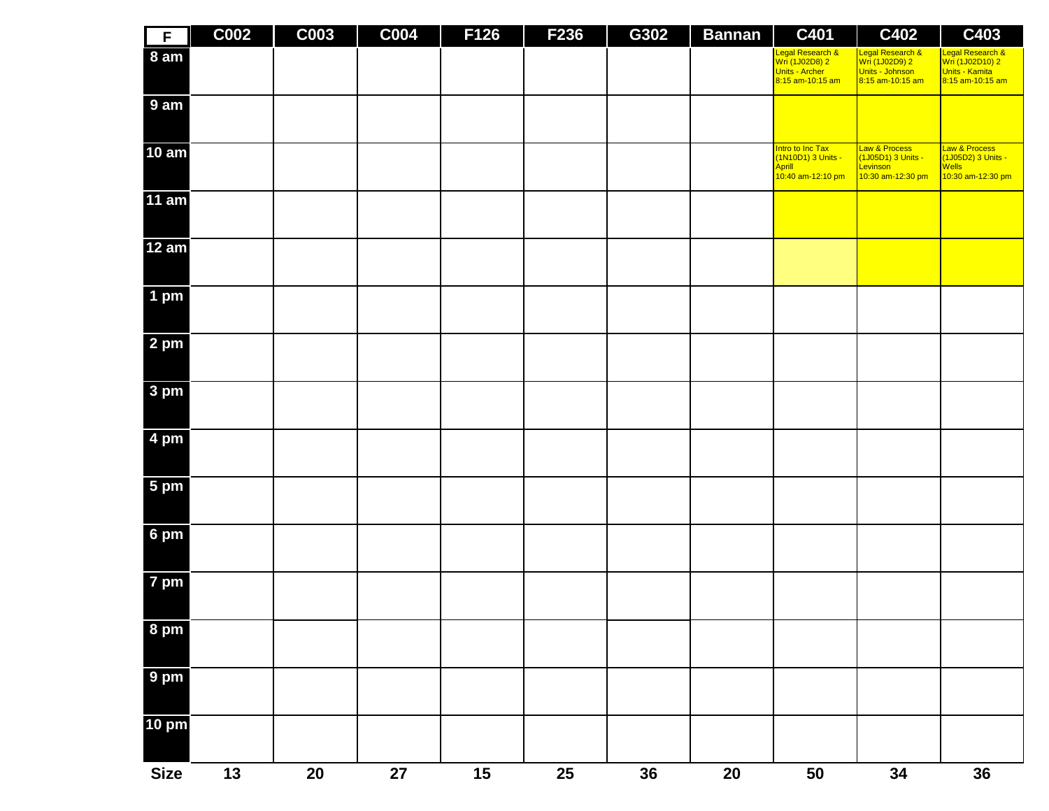| F | C002 | C003 | C004 | F126 | F236 | G302 | Bannan | C401 | C402 | C403 |
|---|---|---|---|---|---|---|---|---|---|---|
| 8 am | | | | | | | | Legal Research & Wri (1J02D8) 2 Units - Archer 8:15 am-10:15 am | Legal Research & Wri (1J02D9) 2 Units - Johnson 8:15 am-10:15 am | Legal Research & Wri (1J02D10) 2 Units - Kamita 8:15 am-10:15 am |
| 9 am | | | | | | | | | | |
| 10 am | | | | | | | | Intro to Inc Tax (1N10D1) 3 Units - Aprill 10:40 am-12:10 pm | Law & Process (1J05D1) 3 Units - Levinson 10:30 am-12:30 pm | Law & Process (1J05D2) 3 Units - Wells 10:30 am-12:30 pm |
| 11 am | | | | | | | | | | |
| 12 am | | | | | | | | | | |
| 1 pm | | | | | | | | | | |
| 2 pm | | | | | | | | | | |
| 3 pm | | | | | | | | | | |
| 4 pm | | | | | | | | | | |
| 5 pm | | | | | | | | | | |
| 6 pm | | | | | | | | | | |
| 7 pm | | | | | | | | | | |
| 8 pm | | | | | | | | | | |
| 9 pm | | | | | | | | | | |
| 10 pm | | | | | | | | | | |
| Size | 13 | 20 | 27 | 15 | 25 | 36 | 20 | 50 | 34 | 36 |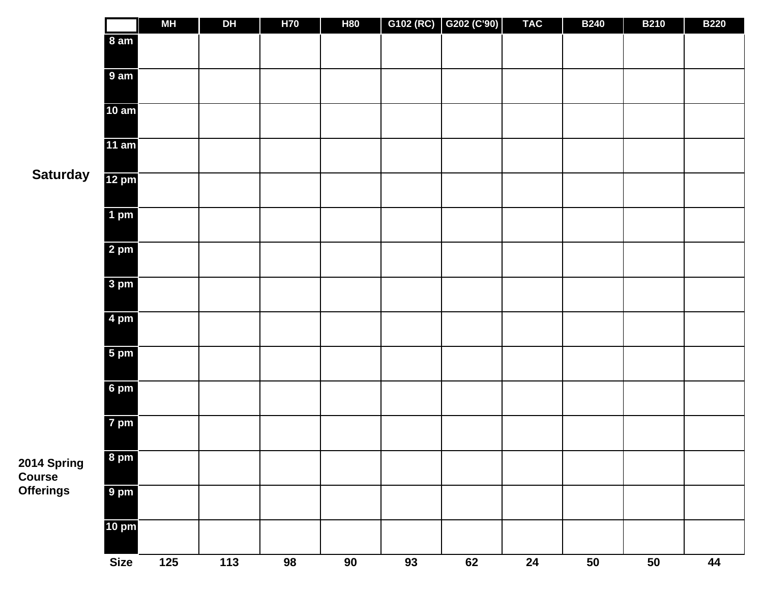**Saturday**

**2014 Spring Course Offerings**

| | MH | DH | H70 | H80 | G102 (RC) | G202 (C'90) | TAC | B240 | B210 | B220 |
|---|---|---|---|---|---|---|---|---|---|---|
| 8 am | | | | | | | | | | |
| 9 am | | | | | | | | | | |
| 10 am | | | | | | | | | | |
| 11 am | | | | | | | | | | |
| 12 pm | | | | | | | | | | |
| 1 pm | | | | | | | | | | |
| 2 pm | | | | | | | | | | |
| 3 pm | | | | | | | | | | |
| 4 pm | | | | | | | | | | |
| 5 pm | | | | | | | | | | |
| 6 pm | | | | | | | | | | |
| 7 pm | | | | | | | | | | |
| 8 pm | | | | | | | | | | |
| 9 pm | | | | | | | | | | |
| 10 pm | | | | | | | | | | |
| Size | 125 | 113 | 98 | 90 | 93 | 62 | 24 | 50 | 50 | 44 |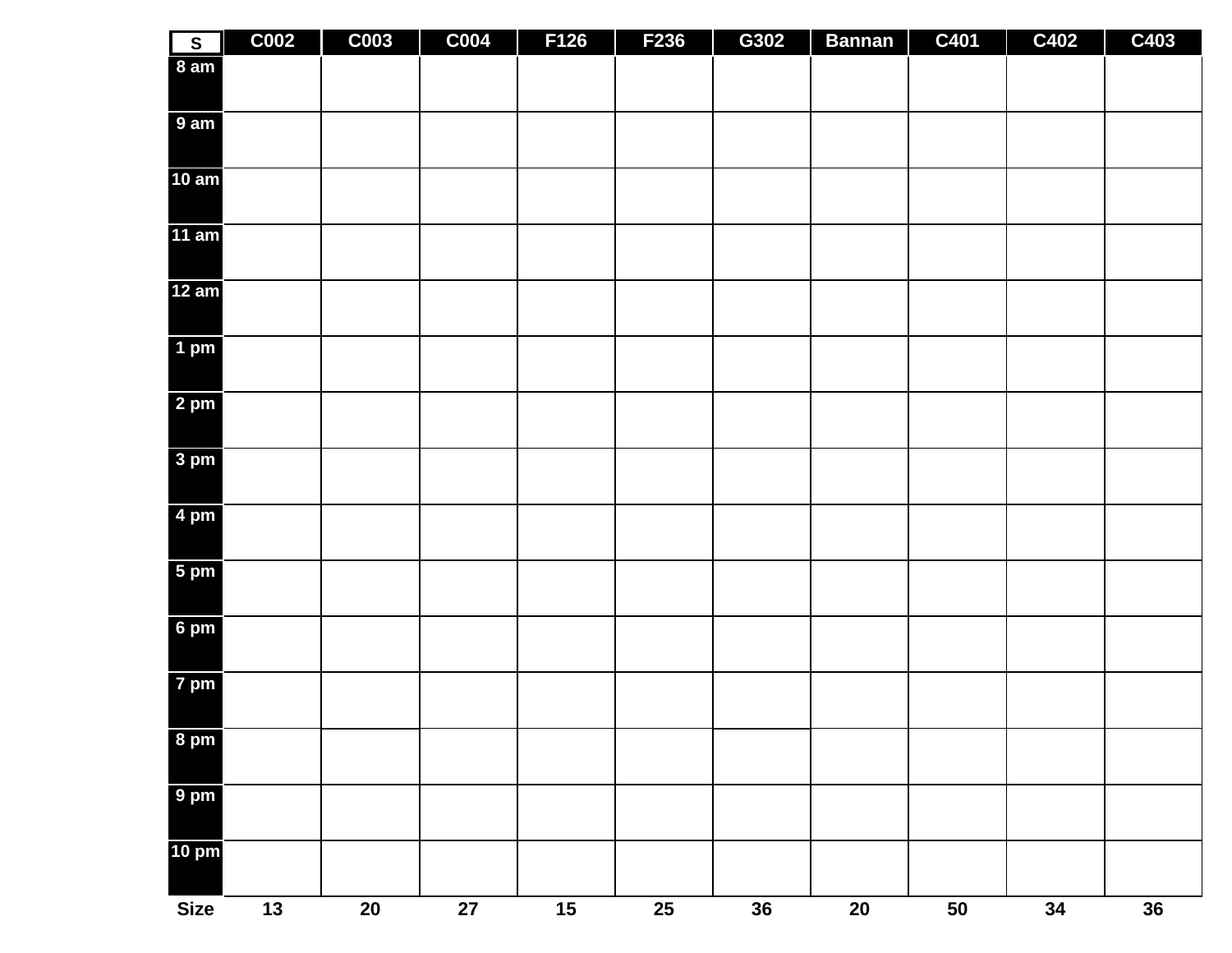| S | C002 | C003 | C004 | F126 | F236 | G302 | Bannan | C401 | C402 | C403 |
|---|---|---|---|---|---|---|---|---|---|---|
| 8 am | | | | | | | | | | |
| 9 am | | | | | | | | | | |
| 10 am | | | | | | | | | | |
| 11 am | | | | | | | | | | |
| 12 am | | | | | | | | | | |
| 1 pm | | | | | | | | | | |
| 2 pm | | | | | | | | | | |
| 3 pm | | | | | | | | | | |
| 4 pm | | | | | | | | | | |
| 5 pm | | | | | | | | | | |
| 6 pm | | | | | | | | | | |
| 7 pm | | | | | | | | | | |
| 8 pm | | | | | | | | | | |
| 9 pm | | | | | | | | | | |
| 10 pm | | | | | | | | | | |
| Size | 13 | 20 | 27 | 15 | 25 | 36 | 20 | 50 | 34 | 36 |